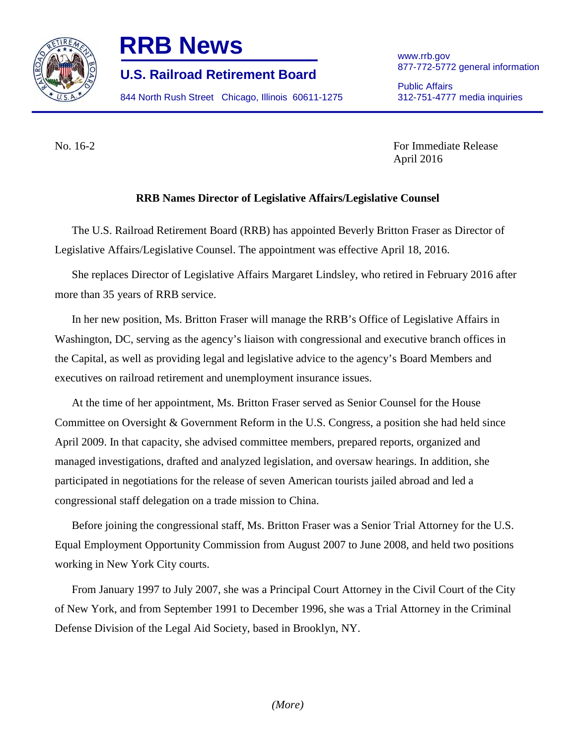# RRB News

## U.S. Railroad Retirement Board

844 North Rush Street Chicago, Illinois 60611-1275

www.rrb.gov
877-772-5772 general information

Public Affairs
312-751-4777 media inquiries

No. 16-2

For Immediate Release
April 2016

**RRB Names Director of Legislative Affairs/Legislative Counsel**

The U.S. Railroad Retirement Board (RRB) has appointed Beverly Britton Fraser as Director of Legislative Affairs/Legislative Counsel. The appointment was effective April 18, 2016.

She replaces Director of Legislative Affairs Margaret Lindsley, who retired in February 2016 after more than 35 years of RRB service.

In her new position, Ms. Britton Fraser will manage the RRB's Office of Legislative Affairs in Washington, DC, serving as the agency's liaison with congressional and executive branch offices in the Capital, as well as providing legal and legislative advice to the agency's Board Members and executives on railroad retirement and unemployment insurance issues.

At the time of her appointment, Ms. Britton Fraser served as Senior Counsel for the House Committee on Oversight & Government Reform in the U.S. Congress, a position she had held since April 2009. In that capacity, she advised committee members, prepared reports, organized and managed investigations, drafted and analyzed legislation, and oversaw hearings. In addition, she participated in negotiations for the release of seven American tourists jailed abroad and led a congressional staff delegation on a trade mission to China.

Before joining the congressional staff, Ms. Britton Fraser was a Senior Trial Attorney for the U.S. Equal Employment Opportunity Commission from August 2007 to June 2008, and held two positions working in New York City courts.

From January 1997 to July 2007, she was a Principal Court Attorney in the Civil Court of the City of New York, and from September 1991 to December 1996, she was a Trial Attorney in the Criminal Defense Division of the Legal Aid Society, based in Brooklyn, NY.

*(More)*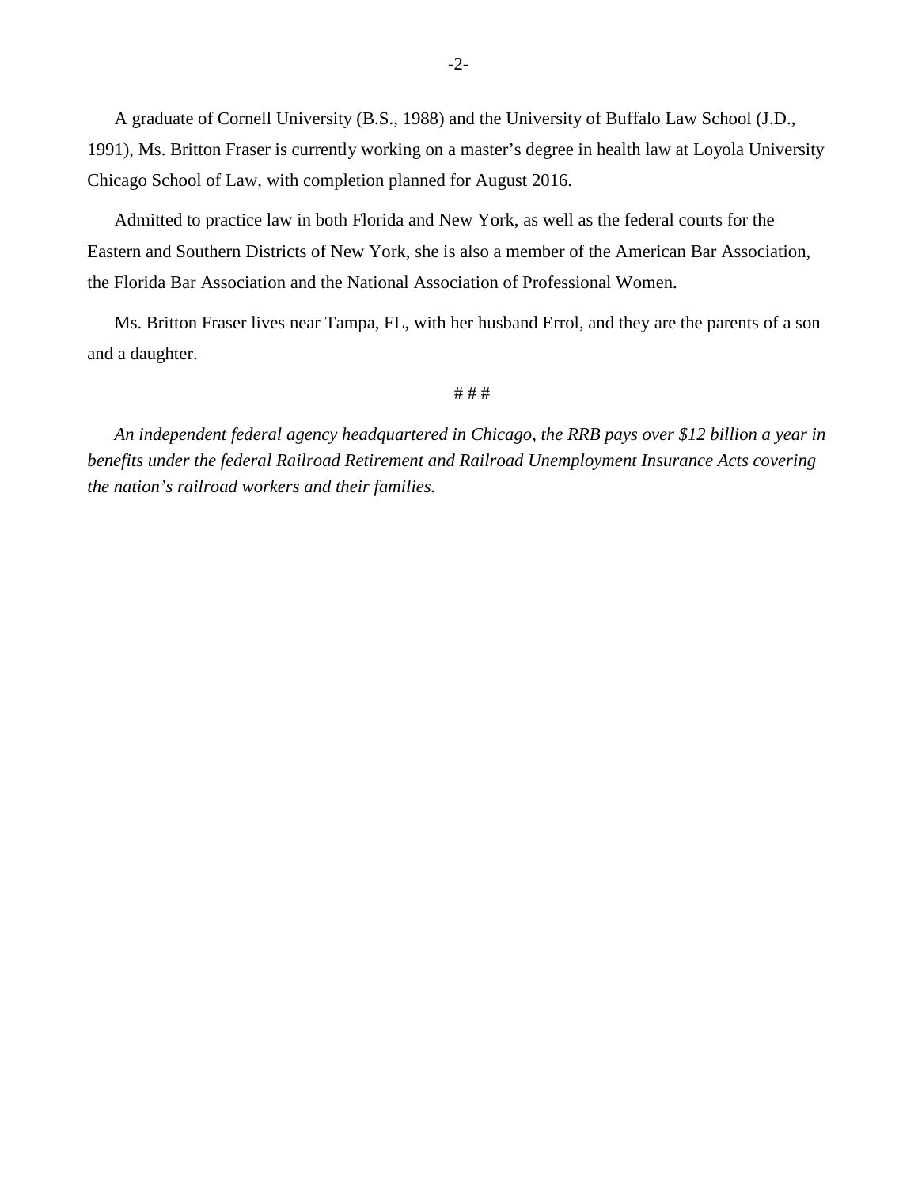A graduate of Cornell University (B.S., 1988) and the University of Buffalo Law School (J.D., 1991), Ms. Britton Fraser is currently working on a master's degree in health law at Loyola University Chicago School of Law, with completion planned for August 2016.

Admitted to practice law in both Florida and New York, as well as the federal courts for the Eastern and Southern Districts of New York, she is also a member of the American Bar Association, the Florida Bar Association and the National Association of Professional Women.

Ms. Britton Fraser lives near Tampa, FL, with her husband Errol, and they are the parents of a son and a daughter.

# # #

*An independent federal agency headquartered in Chicago, the RRB pays over $12 billion a year in benefits under the federal Railroad Retirement and Railroad Unemployment Insurance Acts covering the nation's railroad workers and their families.*